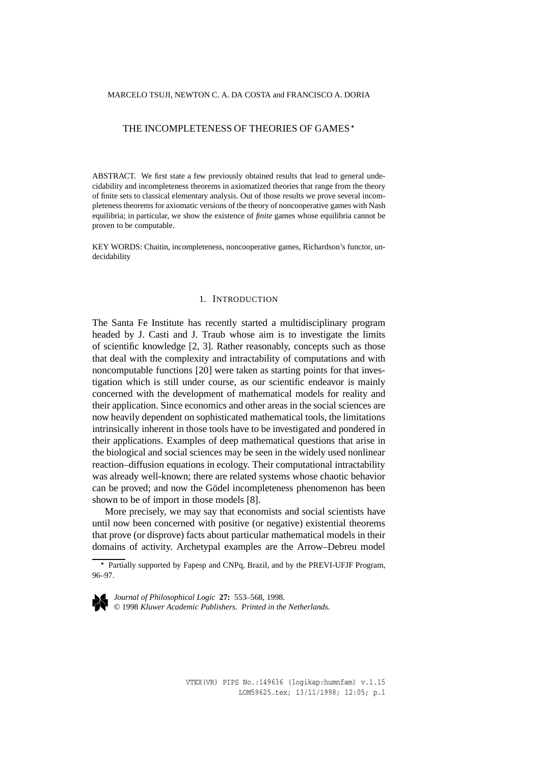MARCELO TSUJI, NEWTON C. A. DA COSTA and FRANCISCO A. DORIA

# THE INCOMPLETENESS OF THEORIES OF GAMES *

ABSTRACT. We first state a few previously obtained results that lead to general undecidability and incompleteness theorems in axiomatized theories that range from the theory of finite sets to classical elementary analysis. Out of those results we prove several incompleteness theorems for axiomatic versions of the theory of noncooperative games with Nash equilibria; in particular, we show the existence of *finite* games whose equilibria cannot be proven to be computable.

KEY WORDS: Chaitin, incompleteness, noncooperative games, Richardson's functor, undecidability

## 1. INTRODUCTION

The Santa Fe Institute has recently started a multidisciplinary program headed by J. Casti and J. Traub whose aim is to investigate the limits of scientific knowledge [2, 3]. Rather reasonably, concepts such as those that deal with the complexity and intractability of computations and with noncomputable functions [20] were taken as starting points for that investigation which is still under course, as our scientific endeavor is mainly concerned with the development of mathematical models for reality and their application. Since economics and other areas in the social sciences are now heavily dependent on sophisticated mathematical tools, the limitations intrinsically inherent in those tools have to be investigated and pondered in their applications. Examples of deep mathematical questions that arise in the biological and social sciences may be seen in the widely used nonlinear reaction–diffusion equations in ecology. Their computational intractability was already well-known; there are related systems whose chaotic behavior can be proved; and now the Gödel incompleteness phenomenon has been shown to be of import in those models [8].

More precisely, we may say that economists and social scientists have until now been concerned with positive (or negative) existential theorems that prove (or disprove) facts about particular mathematical models in their domains of activity. Archetypal examples are the Arrow–Debreu model

* Partially supported by Fapesp and CNPq, Brazil, and by the PREVI-UFJF Program, 96–97.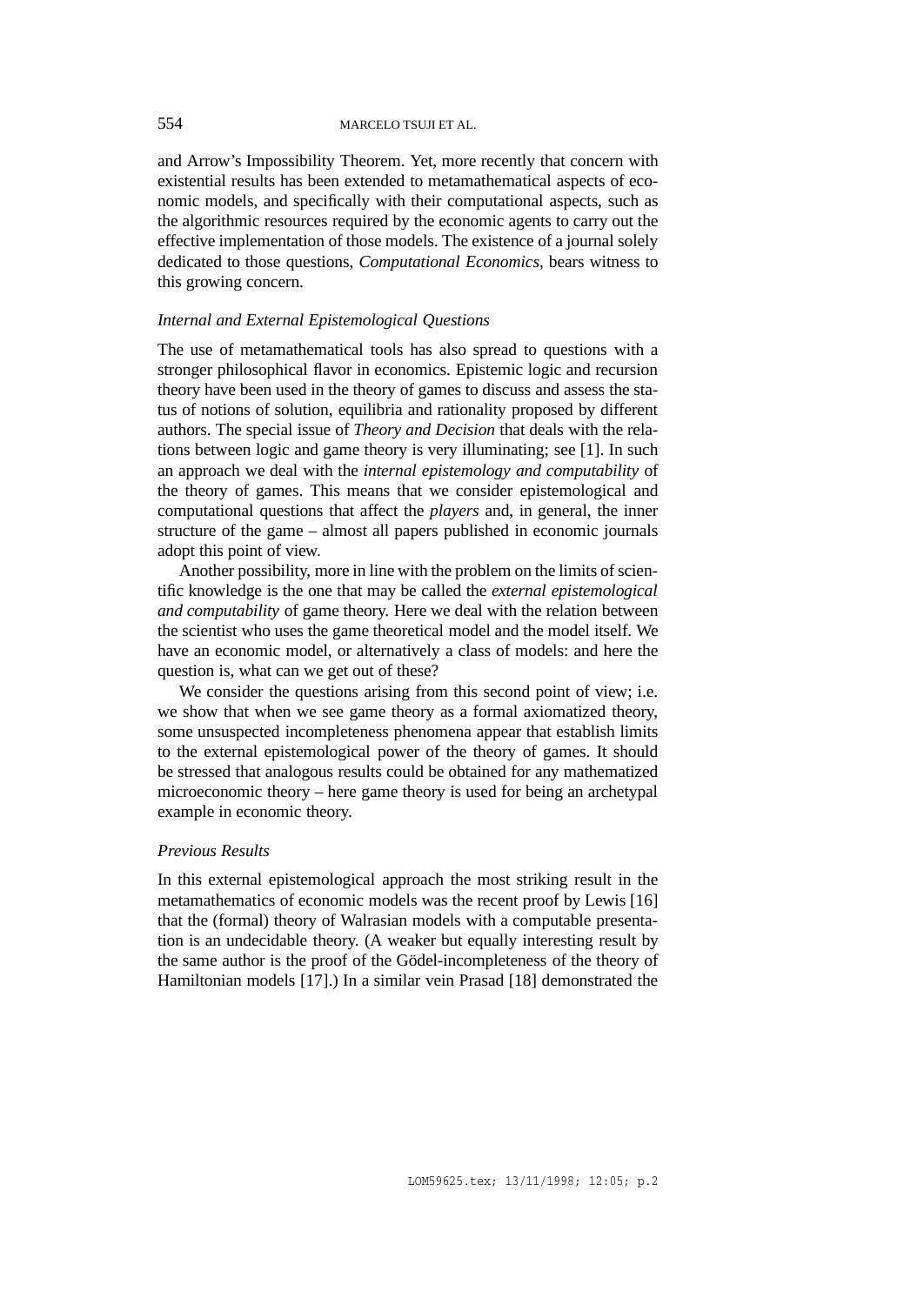and Arrow's Impossibility Theorem. Yet, more recently that concern with existential results has been extended to metamathematical aspects of economic models, and specifically with their computational aspects, such as the algorithmic resources required by the economic agents to carry out the effective implementation of those models. The existence of a journal solely dedicated to those questions, *Computational Economics*, bears witness to this growing concern.

### *Internal and External Epistemological Questions*

The use of metamathematical tools has also spread to questions with a stronger philosophical flavor in economics. Epistemic logic and recursion theory have been used in the theory of games to discuss and assess the status of notions of solution, equilibria and rationality proposed by different authors. The special issue of *Theory and Decision* that deals with the relations between logic and game theory is very illuminating; see [1]. In such an approach we deal with the *internal epistemology and computability* of the theory of games. This means that we consider epistemological and computational questions that affect the *players* and, in general, the inner structure of the game – almost all papers published in economic journals adopt this point of view.

Another possibility, more in line with the problem on the limits of scientific knowledge is the one that may be called the *external epistemological and computability* of game theory. Here we deal with the relation between the scientist who uses the game theoretical model and the model itself. We have an economic model, or alternatively a class of models: and here the question is, what can we get out of these?

We consider the questions arising from this second point of view; i.e. we show that when we see game theory as a formal axiomatized theory, some unsuspected incompleteness phenomena appear that establish limits to the external epistemological power of the theory of games. It should be stressed that analogous results could be obtained for any mathematized microeconomic theory – here game theory is used for being an archetypal example in economic theory.

### *Previous Results*

In this external epistemological approach the most striking result in the metamathematics of economic models was the recent proof by Lewis [16] that the (formal) theory of Walrasian models with a computable presentation is an undecidable theory. (A weaker but equally interesting result by the same author is the proof of the Gödel-incompleteness of the theory of Hamiltonian models [17].) In a similar vein Prasad [18] demonstrated the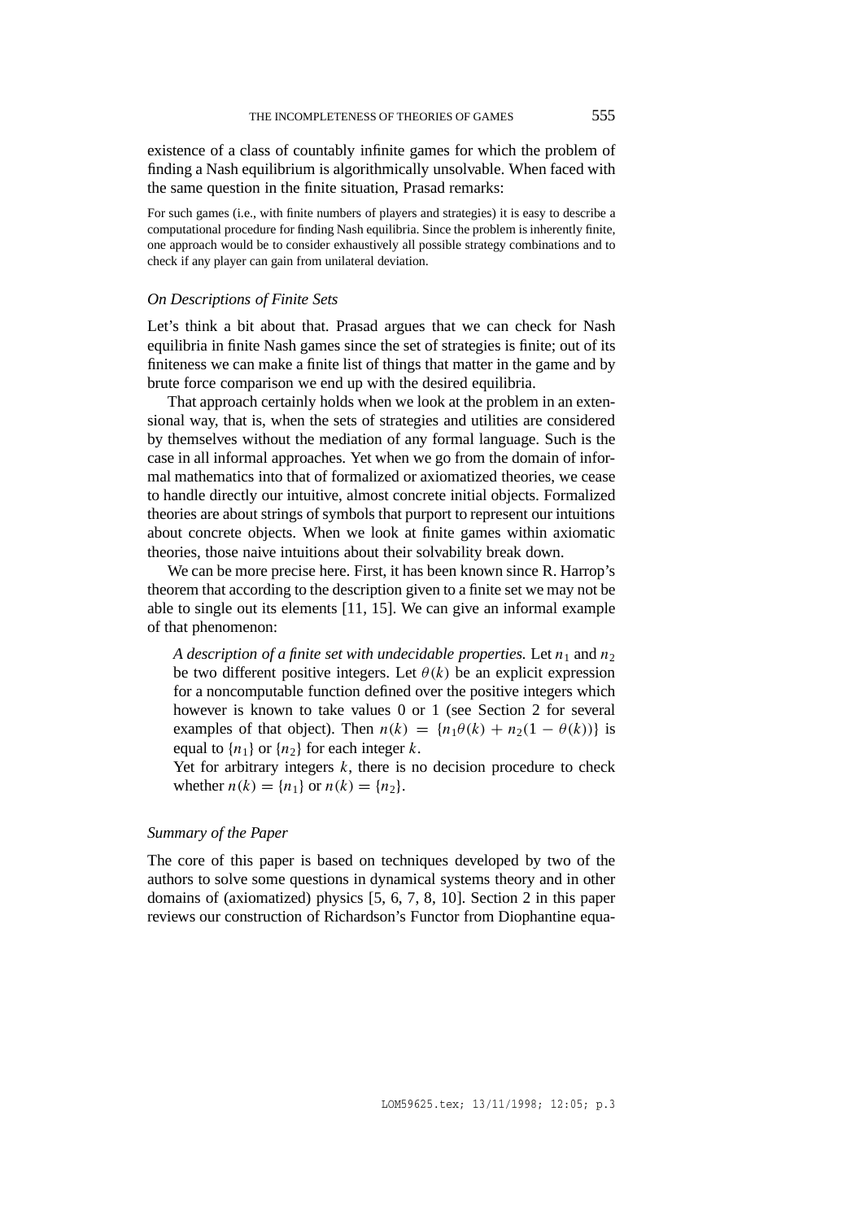existence of a class of countably infinite games for which the problem of finding a Nash equilibrium is algorithmically unsolvable. When faced with the same question in the finite situation, Prasad remarks:

> For such games (i.e., with finite numbers of players and strategies) it is easy to describe a computational procedure for finding Nash equilibria. Since the problem is inherently finite, one approach would be to consider exhaustively all possible strategy combinations and to check if any player can gain from unilateral deviation.

### *On Descriptions of Finite Sets*

Let's think a bit about that. Prasad argues that we can check for Nash equilibria in finite Nash games since the set of strategies is finite; out of its finiteness we can make a finite list of things that matter in the game and by brute force comparison we end up with the desired equilibria.

That approach certainly holds when we look at the problem in an extensional way, that is, when the sets of strategies and utilities are considered by themselves without the mediation of any formal language. Such is the case in all informal approaches. Yet when we go from the domain of informal mathematics into that of formalized or axiomatized theories, we cease to handle directly our intuitive, almost concrete initial objects. Formalized theories are about strings of symbols that purport to represent our intuitions about concrete objects. When we look at finite games within axiomatic theories, those naive intuitions about their solvability break down.

We can be more precise here. First, it has been known since R. Harrop's theorem that according to the description given to a finite set we may not be able to single out its elements [11, 15]. We can give an informal example of that phenomenon:

> *A description of a finite set with undecidable properties.* Let $n_1$ and $n_2$ be two different positive integers. Let $\theta(k)$ be an explicit expression for a noncomputable function defined over the positive integers which however is known to take values 0 or 1 (see Section 2 for several examples of that object). Then $n(k) = \{n_1\theta(k) + n_2(1 - \theta(k))\}$ is equal to $\{n_1\}$ or $\{n_2\}$ for each integer $k$.
>
> Yet for arbitrary integers $k$, there is no decision procedure to check whether $n(k) = \{n_1\}$ or $n(k) = \{n_2\}$.

### *Summary of the Paper*

The core of this paper is based on techniques developed by two of the authors to solve some questions in dynamical systems theory and in other domains of (axiomatized) physics [5, 6, 7, 8, 10]. Section 2 in this paper reviews our construction of Richardson's Functor from Diophantine equa-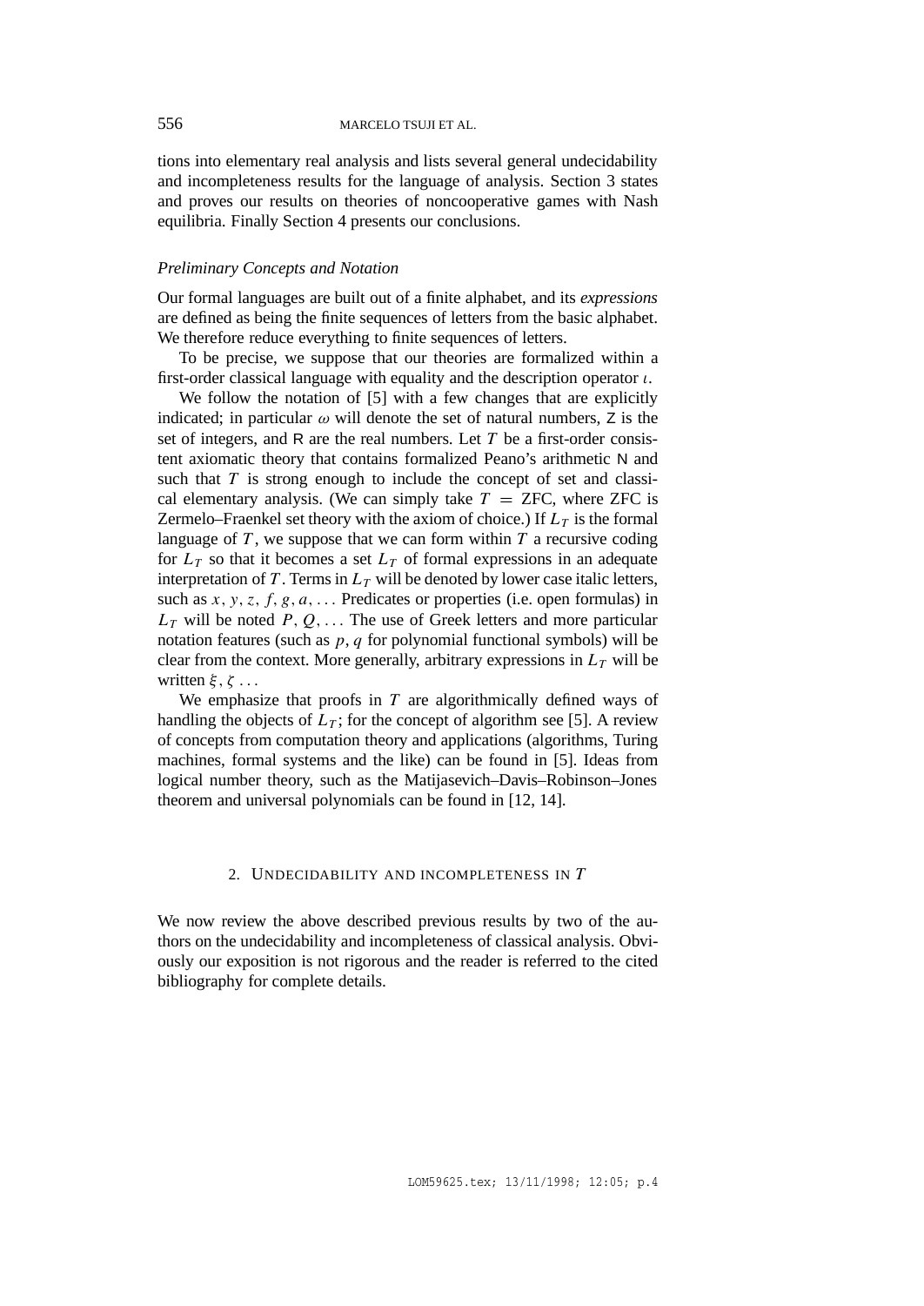tions into elementary real analysis and lists several general undecidability and incompleteness results for the language of analysis. Section 3 states and proves our results on theories of noncooperative games with Nash equilibria. Finally Section 4 presents our conclusions.

### *Preliminary Concepts and Notation*

Our formal languages are built out of a finite alphabet, and its *expressions* are defined as being the finite sequences of letters from the basic alphabet. We therefore reduce everything to finite sequences of letters.

To be precise, we suppose that our theories are formalized within a first-order classical language with equality and the description operator $\iota$.

We follow the notation of [5] with a few changes that are explicitly indicated; in particular $\omega$ will denote the set of natural numbers, Z is the set of integers, and R are the real numbers. Let $T$ be a first-order consistent axiomatic theory that contains formalized Peano's arithmetic N and such that $T$ is strong enough to include the concept of set and classical elementary analysis. (We can simply take $T$ = ZFC, where ZFC is Zermelo–Fraenkel set theory with the axiom of choice.) If $L_T$ is the formal language of $T$, we suppose that we can form within $T$ a recursive coding for $L_T$ so that it becomes a set $L_T$ of formal expressions in an adequate interpretation of $T$. Terms in $L_T$ will be denoted by lower case italic letters, such as $x, y, z, f, g, a, \ldots$ Predicates or properties (i.e. open formulas) in $L_T$ will be noted $P, Q, \ldots$ The use of Greek letters and more particular notation features (such as $p, q$ for polynomial functional symbols) will be clear from the context. More generally, arbitrary expressions in $L_T$ will be written $\xi, \zeta \ldots$

We emphasize that proofs in $T$ are algorithmically defined ways of handling the objects of $L_T$; for the concept of algorithm see [5]. A review of concepts from computation theory and applications (algorithms, Turing machines, formal systems and the like) can be found in [5]. Ideas from logical number theory, such as the Matijasevich–Davis–Robinson–Jones theorem and universal polynomials can be found in [12, 14].

## 2. Undecidability and Incompleteness in $T$

We now review the above described previous results by two of the authors on the undecidability and incompleteness of classical analysis. Obviously our exposition is not rigorous and the reader is referred to the cited bibliography for complete details.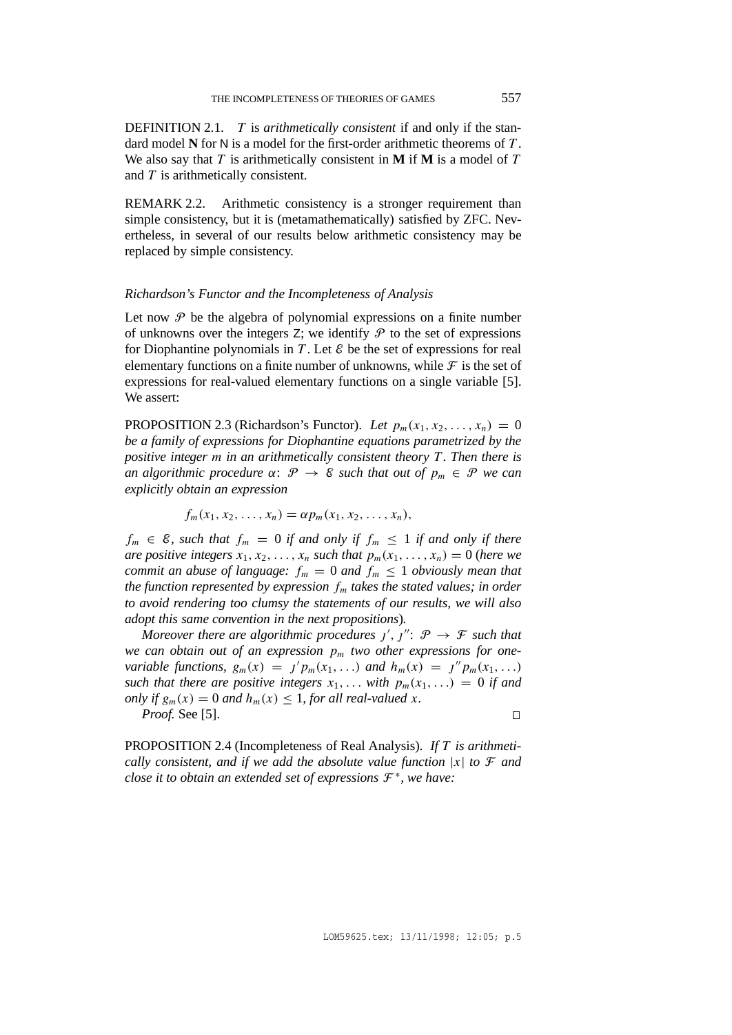DEFINITION 2.1. $T$ is *arithmetically consistent* if and only if the standard model $\mathbf{N}$ for N is a model for the first-order arithmetic theorems of $T$. We also say that $T$ is arithmetically consistent in $\mathbf{M}$ if $\mathbf{M}$ is a model of $T$ and $T$ is arithmetically consistent.

REMARK 2.2. Arithmetic consistency is a stronger requirement than simple consistency, but it is (metamathematically) satisfied by ZFC. Nevertheless, in several of our results below arithmetic consistency may be replaced by simple consistency.

*Richardson's Functor and the Incompleteness of Analysis*

Let now $\mathcal{P}$ be the algebra of polynomial expressions on a finite number of unknowns over the integers Z; we identify $\mathcal{P}$ to the set of expressions for Diophantine polynomials in $T$. Let $\mathcal{E}$ be the set of expressions for real elementary functions on a finite number of unknowns, while $\mathcal{F}$ is the set of expressions for real-valued elementary functions on a single variable [5]. We assert:

PROPOSITION 2.3 (Richardson's Functor). *Let $p_m(x_1, x_2, \ldots, x_n) = 0$ be a family of expressions for Diophantine equations parametrized by the positive integer $m$ in an arithmetically consistent theory $T$. Then there is an algorithmic procedure $\alpha$: $\mathcal{P} \rightarrow \mathcal{E}$ such that out of $p_m \in \mathcal{P}$ we can explicitly obtain an expression*

$$f_m(x_1, x_2, \ldots, x_n) = \alpha p_m(x_1, x_2, \ldots, x_n),$$

*$f_m \in \mathcal{E}$, such that $f_m = 0$ if and only if $f_m \leq 1$ if and only if there are positive integers $x_1, x_2, \ldots, x_n$ such that $p_m(x_1, \ldots, x_n) = 0$ (here we commit an abuse of language: $f_m = 0$ and $f_m \leq 1$ obviously mean that the function represented by expression $f_m$ takes the stated values; in order to avoid rendering too clumsy the statements of our results, we will also adopt this same convention in the next propositions).*

*Moreover there are algorithmic procedures $\jmath'$, $\jmath''$: $\mathcal{P} \rightarrow \mathcal{F}$ such that we can obtain out of an expression $p_m$ two other expressions for one-variable functions, $g_m(x) = \jmath' p_m(x_1, \ldots)$ and $h_m(x) = \jmath'' p_m(x_1, \ldots)$ such that there are positive integers $x_1, \ldots$ with $p_m(x_1, \ldots) = 0$ if and only if $g_m(x) = 0$ and $h_m(x) \leq 1$, for all real-valued $x$.*

*Proof.* See [5]. □

PROPOSITION 2.4 (Incompleteness of Real Analysis). *If $T$ is arithmetically consistent, and if we add the absolute value function $|x|$ to $\mathcal{F}$ and close it to obtain an extended set of expressions $\mathcal{F}^*$, we have:*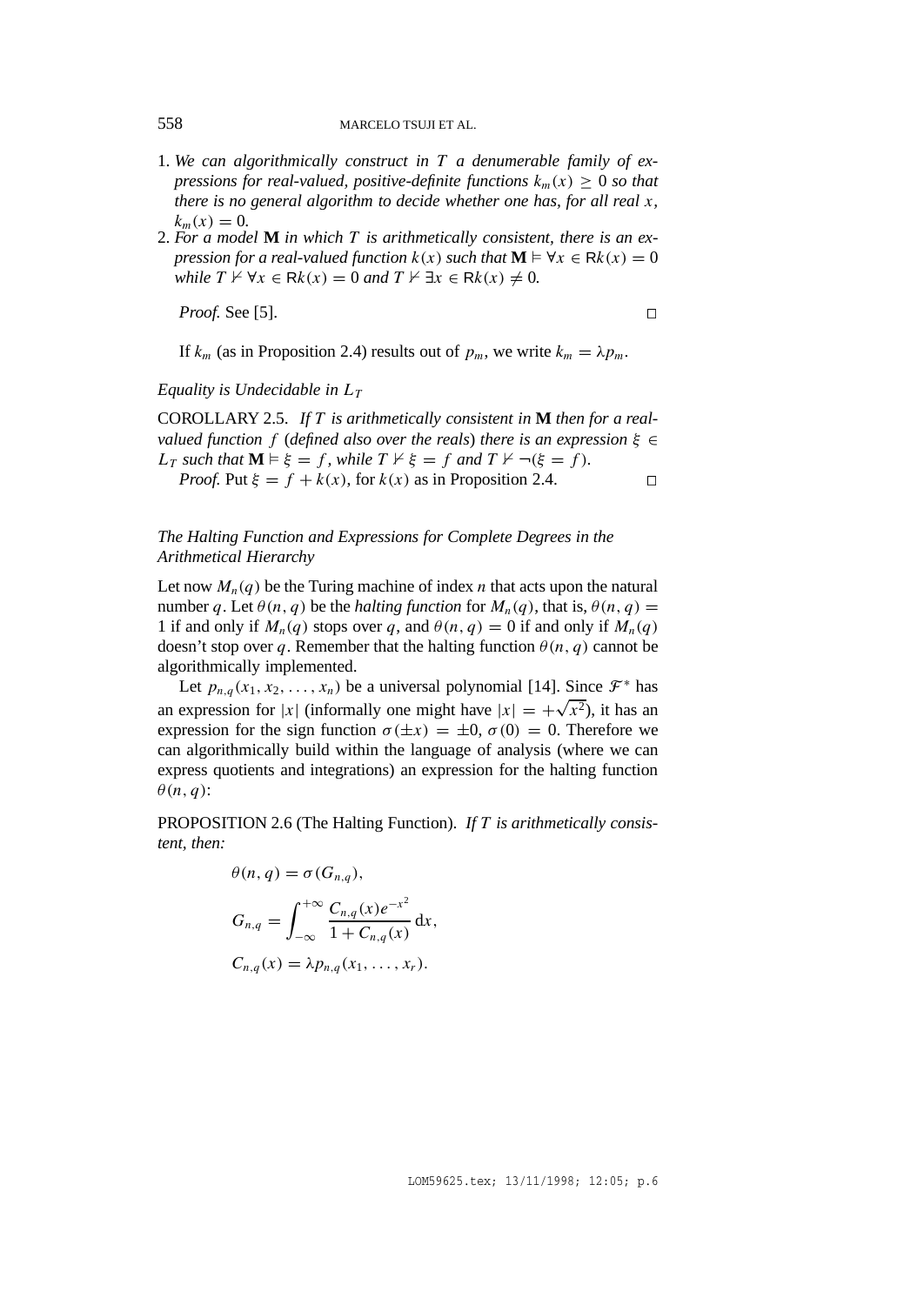1. *We can algorithmically construct in $T$ a denumerable family of expressions for real-valued, positive-definite functions $k_m(x) \geq 0$ so that there is no general algorithm to decide whether one has, for all real $x$, $k_m(x) = 0$.*
2. *For a model* **M** *in which $T$ is arithmetically consistent, there is an expression for a real-valued function $k(x)$ such that $\mathbf{M} \vDash \forall x \in \mathsf{R}k(x) = 0$ while $T \nvDash \forall x \in \mathsf{R}k(x) = 0$ and $T \nvDash \exists x \in \mathsf{R}k(x) \neq 0$.*

*Proof.* See [5]. □

If $k_m$ (as in Proposition 2.4) results out of $p_m$, we write $k_m = \lambda p_m$.

*Equality is Undecidable in $L_T$*

COROLLARY 2.5. *If $T$ is arithmetically consistent in* **M** *then for a real-valued function $f$ (defined also over the reals) there is an expression $\xi \in L_T$ such that $\mathbf{M} \vDash \xi = f$, while $T \nvDash \xi = f$ and $T \nvDash \neg(\xi = f)$.*

*Proof.* Put $\xi = f + k(x)$, for $k(x)$ as in Proposition 2.4. □

*The Halting Function and Expressions for Complete Degrees in the Arithmetical Hierarchy*

Let now $M_n(q)$ be the Turing machine of index $n$ that acts upon the natural number $q$. Let $\theta(n, q)$ be the *halting function* for $M_n(q)$, that is, $\theta(n, q) = 1$ if and only if $M_n(q)$ stops over $q$, and $\theta(n, q) = 0$ if and only if $M_n(q)$ doesn't stop over $q$. Remember that the halting function $\theta(n, q)$ cannot be algorithmically implemented.

Let $p_{n,q}(x_1, x_2, \ldots, x_n)$ be a universal polynomial [14]. Since $\mathcal{F}^*$ has an expression for $|x|$ (informally one might have $|x| = +\sqrt{x^2}$), it has an expression for the sign function $\sigma(\pm x) = \pm 0$, $\sigma(0) = 0$. Therefore we can algorithmically build within the language of analysis (where we can express quotients and integrations) an expression for the halting function $\theta(n, q)$:

PROPOSITION 2.6 (The Halting Function). *If $T$ is arithmetically consistent, then:*

$$\theta(n, q) = \sigma(G_{n,q}),$$

$$G_{n,q} = \int_{-\infty}^{+\infty} \frac{C_{n,q}(x)e^{-x^2}}{1 + C_{n,q}(x)}\, \mathrm{d}x,$$

$$C_{n,q}(x) = \lambda p_{n,q}(x_1, \ldots, x_r).$$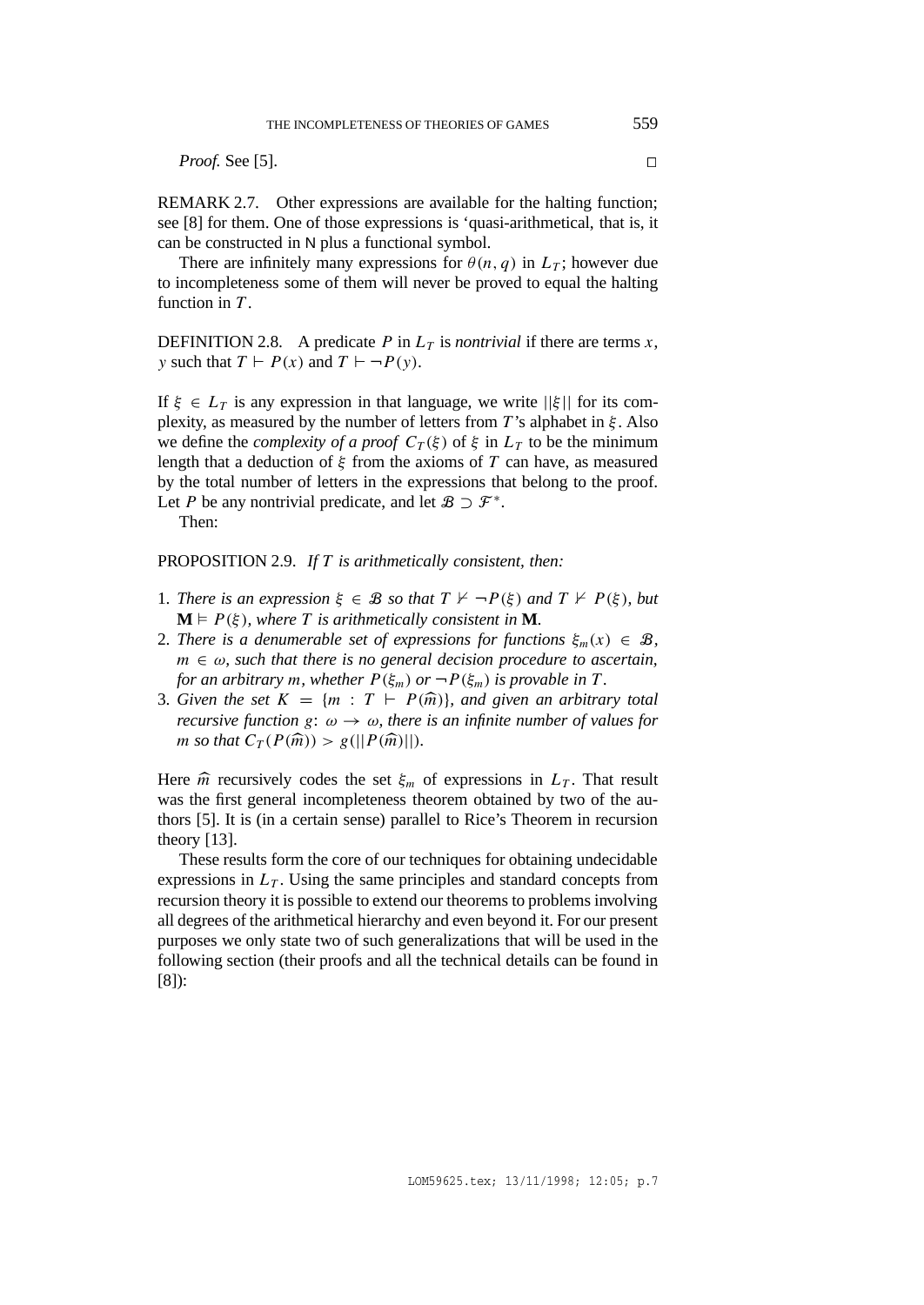*Proof.* See [5]. □

REMARK 2.7. Other expressions are available for the halting function; see [8] for them. One of those expressions is 'quasi-arithmetical, that is, it can be constructed in N plus a functional symbol.

There are infinitely many expressions for $\theta(n, q)$ in $L_T$; however due to incompleteness some of them will never be proved to equal the halting function in $T$.

DEFINITION 2.8. A predicate $P$ in $L_T$ is *nontrivial* if there are terms $x$, $y$ such that $T \vdash P(x)$ and $T \vdash \neg P(y)$.

If $\xi \in L_T$ is any expression in that language, we write $||\xi||$ for its complexity, as measured by the number of letters from $T$'s alphabet in $\xi$. Also we define the *complexity of a proof* $C_T(\xi)$ of $\xi$ in $L_T$ to be the minimum length that a deduction of $\xi$ from the axioms of $T$ can have, as measured by the total number of letters in the expressions that belong to the proof. Let $P$ be any nontrivial predicate, and let $\mathcal{B} \supset \mathcal{F}^*$.

Then:

PROPOSITION 2.9. *If $T$ is arithmetically consistent, then:*

1. *There is an expression $\xi \in \mathcal{B}$ so that $T \nvdash \neg P(\xi)$ and $T \nvdash P(\xi)$, but $\mathbf{M} \models P(\xi)$, where $T$ is arithmetically consistent in $\mathbf{M}$.*
2. *There is a denumerable set of expressions for functions $\xi_m(x) \in \mathcal{B}$, $m \in \omega$, such that there is no general decision procedure to ascertain, for an arbitrary $m$, whether $P(\xi_m)$ or $\neg P(\xi_m)$ is provable in $T$.*
3. *Given the set $K = \{m : T \vdash P(\widehat{m})\}$, and given an arbitrary total recursive function $g$: $\omega \to \omega$, there is an infinite number of values for $m$ so that $C_T(P(\widehat{m})) > g(||P(\widehat{m})||)$.*

Here $\widehat{m}$ recursively codes the set $\xi_m$ of expressions in $L_T$. That result was the first general incompleteness theorem obtained by two of the authors [5]. It is (in a certain sense) parallel to Rice's Theorem in recursion theory [13].

These results form the core of our techniques for obtaining undecidable expressions in $L_T$. Using the same principles and standard concepts from recursion theory it is possible to extend our theorems to problems involving all degrees of the arithmetical hierarchy and even beyond it. For our present purposes we only state two of such generalizations that will be used in the following section (their proofs and all the technical details can be found in [8]):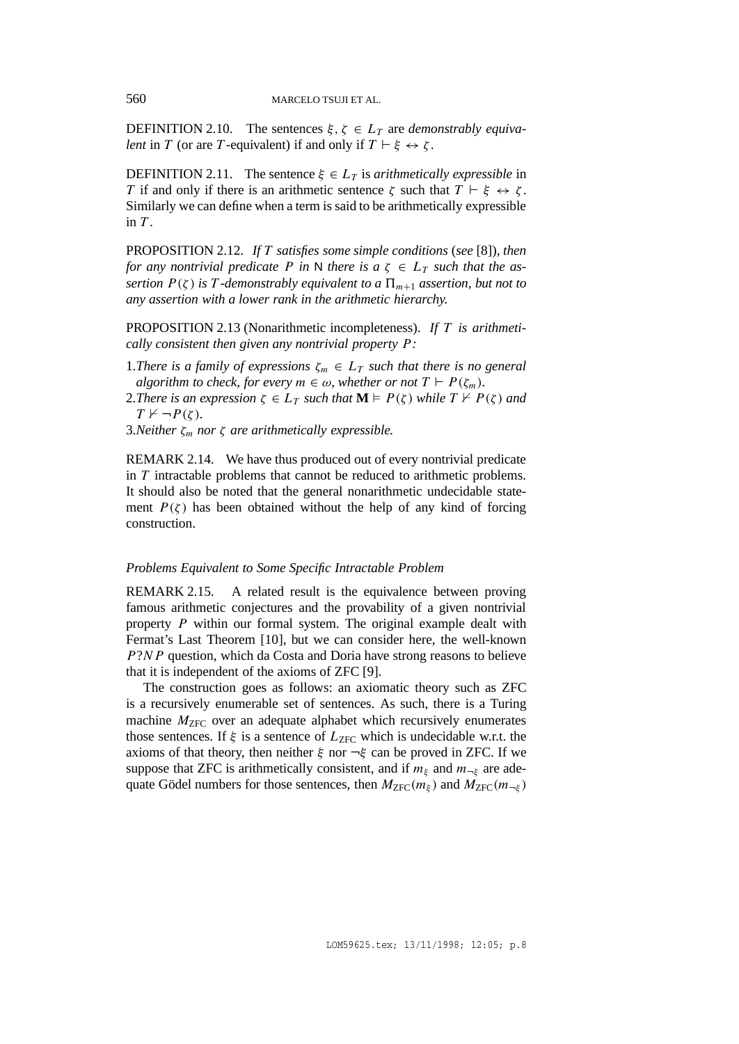DEFINITION 2.10. The sentences $\xi, \zeta \in L_T$ are *demonstrably equivalent* in $T$ (or are $T$-equivalent) if and only if $T \vdash \xi \leftrightarrow \zeta$.

DEFINITION 2.11. The sentence $\xi \in L_T$ is *arithmetically expressible* in $T$ if and only if there is an arithmetic sentence $\zeta$ such that $T \vdash \xi \leftrightarrow \zeta$. Similarly we can define when a term is said to be arithmetically expressible in $T$.

PROPOSITION 2.12. *If $T$ satisfies some simple conditions (see [8]), then for any nontrivial predicate $P$ in* N *there is a $\zeta \in L_T$ such that the assertion $P(\zeta)$ is $T$-demonstrably equivalent to a $\Pi_{m+1}$ assertion, but not to any assertion with a lower rank in the arithmetic hierarchy.*

PROPOSITION 2.13 (Nonarithmetic incompleteness). *If $T$ is arithmetically consistent then given any nontrivial property $P$:*

1. *There is a family of expressions $\zeta_m \in L_T$ such that there is no general algorithm to check, for every $m \in \omega$, whether or not $T \vdash P(\zeta_m)$.*
2. *There is an expression $\zeta \in L_T$ such that $\mathbf{M} \vDash P(\zeta)$ while $T \nvdash P(\zeta)$ and $T \nvdash \neg P(\zeta)$.*
3. *Neither $\zeta_m$ nor $\zeta$ are arithmetically expressible.*

REMARK 2.14. We have thus produced out of every nontrivial predicate in $T$ intractable problems that cannot be reduced to arithmetic problems. It should also be noted that the general nonarithmetic undecidable statement $P(\zeta)$ has been obtained without the help of any kind of forcing construction.

### *Problems Equivalent to Some Specific Intractable Problem*

REMARK 2.15. A related result is the equivalence between proving famous arithmetic conjectures and the provability of a given nontrivial property $P$ within our formal system. The original example dealt with Fermat's Last Theorem [10], but we can consider here, the well-known $P?NP$ question, which da Costa and Doria have strong reasons to believe that it is independent of the axioms of ZFC [9].

The construction goes as follows: an axiomatic theory such as ZFC is a recursively enumerable set of sentences. As such, there is a Turing machine $M_{\text{ZFC}}$ over an adequate alphabet which recursively enumerates those sentences. If $\xi$ is a sentence of $L_{\text{ZFC}}$ which is undecidable w.r.t. the axioms of that theory, then neither $\xi$ nor $\neg\xi$ can be proved in ZFC. If we suppose that ZFC is arithmetically consistent, and if $m_\xi$ and $m_{\neg\xi}$ are adequate Gödel numbers for those sentences, then $M_{\text{ZFC}}(m_\xi)$ and $M_{\text{ZFC}}(m_{\neg\xi})$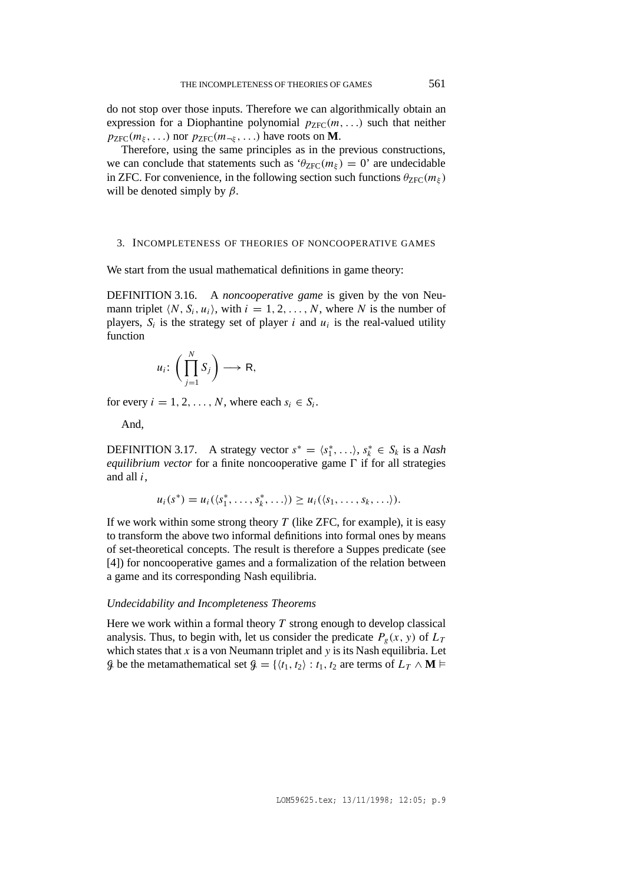do not stop over those inputs. Therefore we can algorithmically obtain an expression for a Diophantine polynomial $p_{\text{ZFC}}(m, \ldots)$ such that neither $p_{\text{ZFC}}(m_{\xi}, \ldots)$ nor $p_{\text{ZFC}}(m_{\neg\xi}, \ldots)$ have roots on **M**.

Therefore, using the same principles as in the previous constructions, we can conclude that statements such as '$\theta_{\text{ZFC}}(m_{\xi}) = 0$' are undecidable in ZFC. For convenience, in the following section such functions $\theta_{\text{ZFC}}(m_{\xi})$ will be denoted simply by $\beta$.

## 3. Incompleteness of Theories of Noncooperative Games

We start from the usual mathematical definitions in game theory:

DEFINITION 3.16. A *noncooperative game* is given by the von Neumann triplet $\langle N, S_i, u_i \rangle$, with $i = 1, 2, \ldots, N$, where $N$ is the number of players, $S_i$ is the strategy set of player $i$ and $u_i$ is the real-valued utility function

$$u_i \colon \left( \prod_{j=1}^{N} S_j \right) \longrightarrow \mathsf{R},$$

for every $i = 1, 2, \ldots, N$, where each $s_i \in S_i$.

And,

DEFINITION 3.17. A strategy vector $s^* = \langle s_1^*, \ldots \rangle$, $s_k^* \in S_k$ is a *Nash equilibrium vector* for a finite noncooperative game $\Gamma$ if for all strategies and all $i$,

$$u_i(s^*) = u_i(\langle s_1^*, \ldots, s_k^*, \ldots \rangle) \geq u_i(\langle s_1, \ldots, s_k, \ldots \rangle).$$

If we work within some strong theory $T$ (like ZFC, for example), it is easy to transform the above two informal definitions into formal ones by means of set-theoretical concepts. The result is therefore a Suppes predicate (see [4]) for noncooperative games and a formalization of the relation between a game and its corresponding Nash equilibria.

### *Undecidability and Incompleteness Theorems*

Here we work within a formal theory $T$ strong enough to develop classical analysis. Thus, to begin with, let us consider the predicate $P_g(x, y)$ of $L_T$ which states that $x$ is a von Neumann triplet and $y$ is its Nash equilibria. Let $\mathcal{G}$ be the metamathematical set $\mathcal{G} = \{\langle t_1, t_2 \rangle : t_1, t_2$ are terms of $L_T \wedge \mathbf{M} \vDash$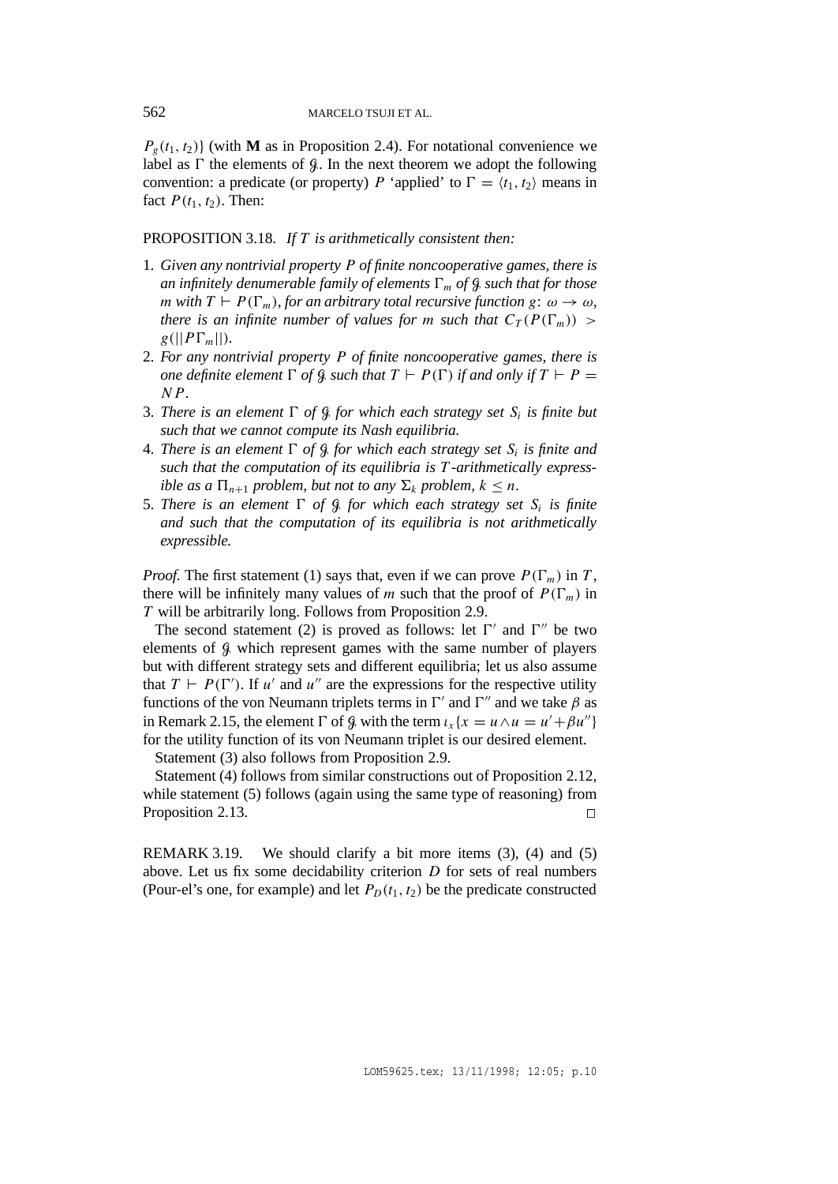$P_g(t_1, t_2)\}$ (with **M** as in Proposition 2.4). For notational convenience we label as $\Gamma$ the elements of $\mathcal{G}$. In the next theorem we adopt the following convention: a predicate (or property) $P$ 'applied' to $\Gamma = \langle t_1, t_2 \rangle$ means in fact $P(t_1, t_2)$. Then:

PROPOSITION 3.18. *If $T$ is arithmetically consistent then:*

1. *Given any nontrivial property $P$ of finite noncooperative games, there is an infinitely denumerable family of elements $\Gamma_m$ of $\mathcal{G}$ such that for those $m$ with $T \vdash P(\Gamma_m)$, for an arbitrary total recursive function $g\colon \omega \to \omega$, there is an infinite number of values for $m$ such that $C_T(P(\Gamma_m)) > g(||P\Gamma_m||)$.*
2. *For any nontrivial property $P$ of finite noncooperative games, there is one definite element $\Gamma$ of $\mathcal{G}$ such that $T \vdash P(\Gamma)$ if and only if $T \vdash P = NP$.*
3. *There is an element $\Gamma$ of $\mathcal{G}$ for which each strategy set $S_i$ is finite but such that we cannot compute its Nash equilibria.*
4. *There is an element $\Gamma$ of $\mathcal{G}$ for which each strategy set $S_i$ is finite and such that the computation of its equilibria is $T$-arithmetically expressible as a $\Pi_{n+1}$ problem, but not to any $\Sigma_k$ problem, $k \leq n$.*
5. *There is an element $\Gamma$ of $\mathcal{G}$ for which each strategy set $S_i$ is finite and such that the computation of its equilibria is not arithmetically expressible.*

*Proof.* The first statement (1) says that, even if we can prove $P(\Gamma_m)$ in $T$, there will be infinitely many values of $m$ such that the proof of $P(\Gamma_m)$ in $T$ will be arbitrarily long. Follows from Proposition 2.9.

The second statement (2) is proved as follows: let $\Gamma'$ and $\Gamma''$ be two elements of $\mathcal{G}$ which represent games with the same number of players but with different strategy sets and different equilibria; let us also assume that $T \vdash P(\Gamma')$. If $u'$ and $u''$ are the expressions for the respective utility functions of the von Neumann triplets terms in $\Gamma'$ and $\Gamma''$ and we take $\beta$ as in Remark 2.15, the element $\Gamma$ of $\mathcal{G}$ with the term $\iota_x\{x = u \wedge u = u' + \beta u''\}$ for the utility function of its von Neumann triplet is our desired element.

Statement (3) also follows from Proposition 2.9.

Statement (4) follows from similar constructions out of Proposition 2.12, while statement (5) follows (again using the same type of reasoning) from Proposition 2.13. □

REMARK 3.19. We should clarify a bit more items (3), (4) and (5) above. Let us fix some decidability criterion $D$ for sets of real numbers (Pour-el's one, for example) and let $P_D(t_1, t_2)$ be the predicate constructed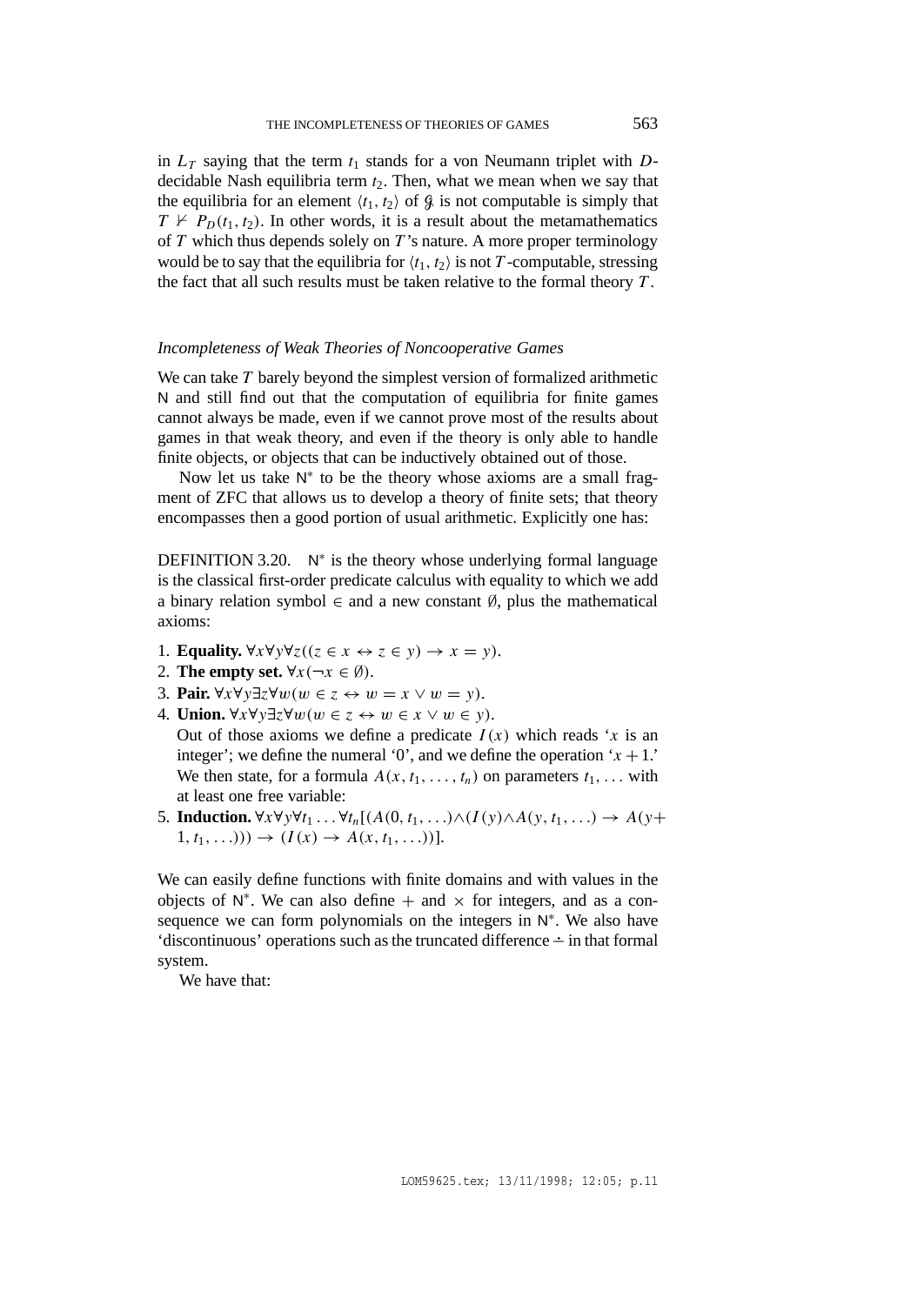in $L_T$ saying that the term $t_1$ stands for a von Neumann triplet with $D$-decidable Nash equilibria term $t_2$. Then, what we mean when we say that the equilibria for an element $\langle t_1, t_2 \rangle$ of $\mathcal{G}$ is not computable is simply that $T \nvdash P_D(t_1, t_2)$. In other words, it is a result about the metamathematics of $T$ which thus depends solely on $T$'s nature. A more proper terminology would be to say that the equilibria for $\langle t_1, t_2 \rangle$ is not $T$-computable, stressing the fact that all such results must be taken relative to the formal theory $T$.

### *Incompleteness of Weak Theories of Noncooperative Games*

We can take $T$ barely beyond the simplest version of formalized arithmetic N and still find out that the computation of equilibria for finite games cannot always be made, even if we cannot prove most of the results about games in that weak theory, and even if the theory is only able to handle finite objects, or objects that can be inductively obtained out of those.

Now let us take $\mathsf{N}^*$ to be the theory whose axioms are a small fragment of ZFC that allows us to develop a theory of finite sets; that theory encompasses then a good portion of usual arithmetic. Explicitly one has:

DEFINITION 3.20. $\mathsf{N}^*$ is the theory whose underlying formal language is the classical first-order predicate calculus with equality to which we add a binary relation symbol $\in$ and a new constant $\emptyset$, plus the mathematical axioms:

1. **Equality.** $\forall x \forall y \forall z ((z \in x \leftrightarrow z \in y) \rightarrow x = y)$.
2. **The empty set.** $\forall x (\neg x \in \emptyset)$.
3. **Pair.** $\forall x \forall y \exists z \forall w (w \in z \leftrightarrow w = x \vee w = y)$.
4. **Union.** $\forall x \forall y \exists z \forall w (w \in z \leftrightarrow w \in x \vee w \in y)$.
   Out of those axioms we define a predicate $I(x)$ which reads '$x$ is an integer'; we define the numeral '0', and we define the operation '$x + 1$.' We then state, for a formula $A(x, t_1, \ldots, t_n)$ on parameters $t_1, \ldots$ with at least one free variable:
5. **Induction.** $\forall x \forall y \forall t_1 \ldots \forall t_n [(A(0, t_1, \ldots) \wedge (I(y) \wedge A(y, t_1, \ldots) \rightarrow A(y + 1, t_1, \ldots))) \rightarrow (I(x) \rightarrow A(x, t_1, \ldots))]$.

We can easily define functions with finite domains and with values in the objects of $\mathsf{N}^*$. We can also define $+$ and $\times$ for integers, and as a consequence we can form polynomials on the integers in $\mathsf{N}^*$. We also have 'discontinuous' operations such as the truncated difference $\dot{-}$ in that formal system.

We have that: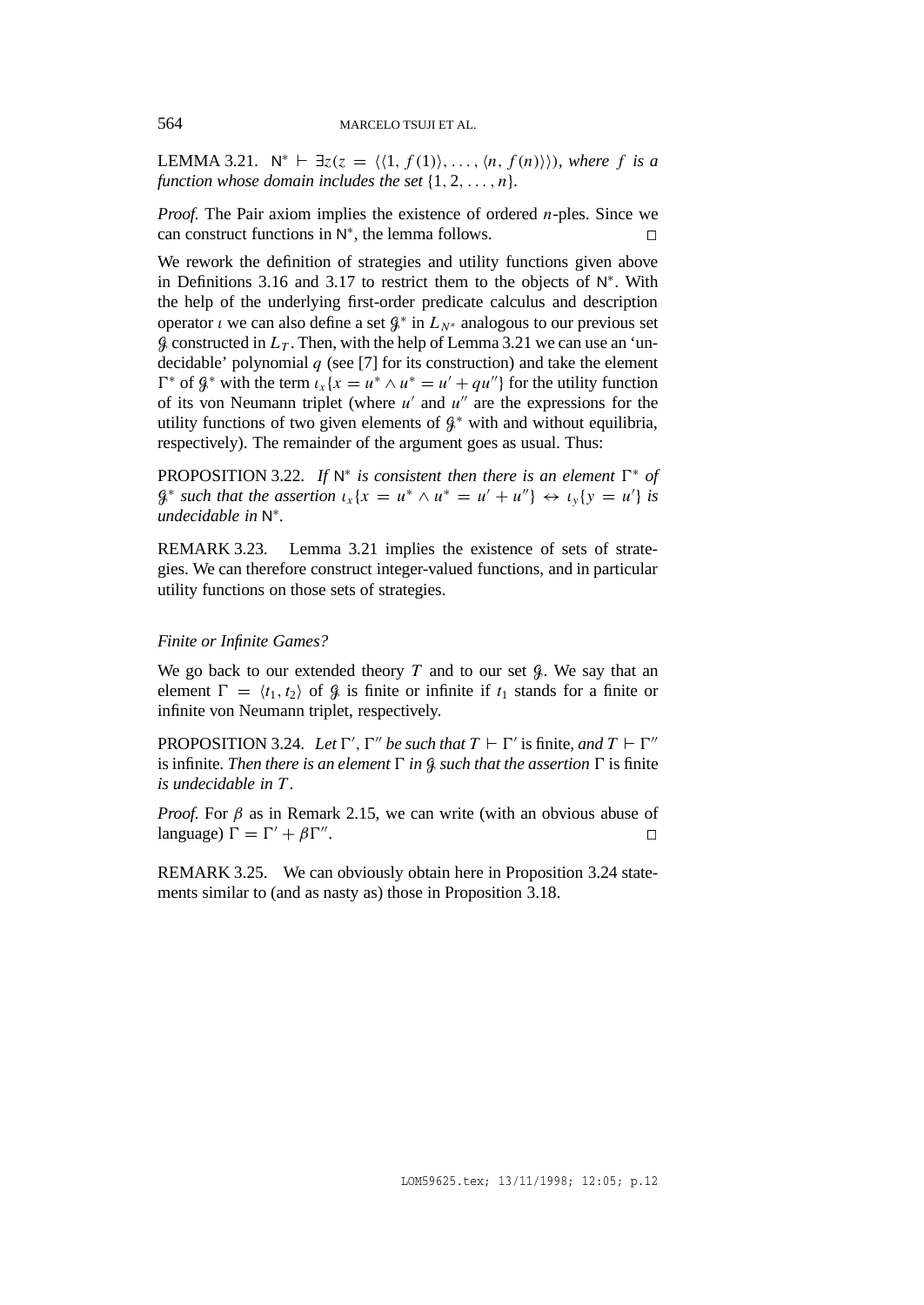LEMMA 3.21. $\mathsf{N}^* \vdash \exists z(z = \langle\langle 1, f(1)\rangle, \ldots, \langle n, f(n)\rangle\rangle)$, *where $f$ is a function whose domain includes the set* $\{1, 2, \ldots, n\}$.

*Proof.* The Pair axiom implies the existence of ordered $n$-ples. Since we can construct functions in $\mathsf{N}^*$, the lemma follows. $\square$

We rework the definition of strategies and utility functions given above in Definitions 3.16 and 3.17 to restrict them to the objects of $\mathsf{N}^*$. With the help of the underlying first-order predicate calculus and description operator $\iota$ we can also define a set $\mathcal{G}^*$ in $L_{N^*}$ analogous to our previous set $\mathcal{G}$ constructed in $L_T$. Then, with the help of Lemma 3.21 we can use an 'undecidable' polynomial $q$ (see [7] for its construction) and take the element $\Gamma^*$ of $\mathcal{G}^*$ with the term $\iota_x\{x = u^* \wedge u^* = u' + qu''\}$ for the utility function of its von Neumann triplet (where $u'$ and $u''$ are the expressions for the utility functions of two given elements of $\mathcal{G}^*$ with and without equilibria, respectively). The remainder of the argument goes as usual. Thus:

PROPOSITION 3.22. *If $\mathsf{N}^*$ is consistent then there is an element $\Gamma^*$ of $\mathcal{G}^*$ such that the assertion $\iota_x\{x = u^* \wedge u^* = u' + u''\} \leftrightarrow \iota_y\{y = u'\}$ is undecidable in $\mathsf{N}^*$.*

REMARK 3.23. Lemma 3.21 implies the existence of sets of strategies. We can therefore construct integer-valued functions, and in particular utility functions on those sets of strategies.

### *Finite or Infinite Games?*

We go back to our extended theory $T$ and to our set $\mathcal{G}$. We say that an element $\Gamma = \langle t_1, t_2\rangle$ of $\mathcal{G}$ is finite or infinite if $t_1$ stands for a finite or infinite von Neumann triplet, respectively.

PROPOSITION 3.24. *Let $\Gamma'$, $\Gamma''$ be such that $T \vdash \Gamma'$* is finite, *and $T \vdash \Gamma''$* is infinite. *Then there is an element $\Gamma$ in $\mathcal{G}$ such that the assertion $\Gamma$* is finite *is undecidable in $T$.*

*Proof.* For $\beta$ as in Remark 2.15, we can write (with an obvious abuse of language) $\Gamma = \Gamma' + \beta\Gamma''$. $\square$

REMARK 3.25. We can obviously obtain here in Proposition 3.24 statements similar to (and as nasty as) those in Proposition 3.18.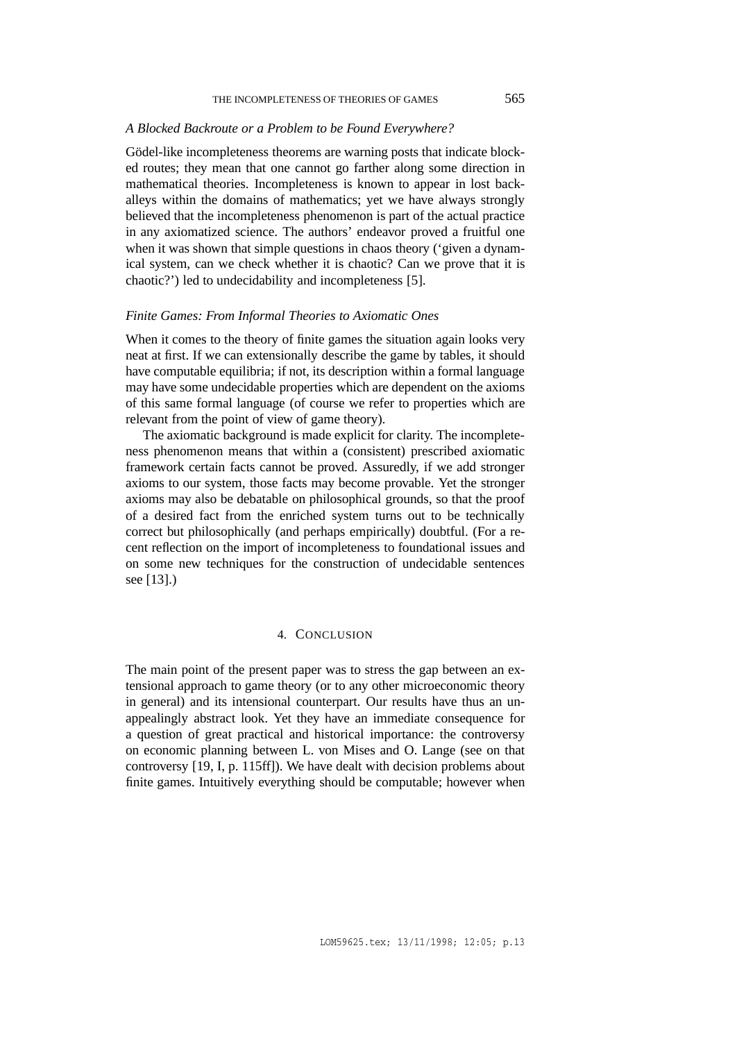### *A Blocked Backroute or a Problem to be Found Everywhere?*

Gödel-like incompleteness theorems are warning posts that indicate blocked routes; they mean that one cannot go farther along some direction in mathematical theories. Incompleteness is known to appear in lost backalleys within the domains of mathematics; yet we have always strongly believed that the incompleteness phenomenon is part of the actual practice in any axiomatized science. The authors' endeavor proved a fruitful one when it was shown that simple questions in chaos theory ('given a dynamical system, can we check whether it is chaotic? Can we prove that it is chaotic?') led to undecidability and incompleteness [5].

### *Finite Games: From Informal Theories to Axiomatic Ones*

When it comes to the theory of finite games the situation again looks very neat at first. If we can extensionally describe the game by tables, it should have computable equilibria; if not, its description within a formal language may have some undecidable properties which are dependent on the axioms of this same formal language (of course we refer to properties which are relevant from the point of view of game theory).

The axiomatic background is made explicit for clarity. The incompleteness phenomenon means that within a (consistent) prescribed axiomatic framework certain facts cannot be proved. Assuredly, if we add stronger axioms to our system, those facts may become provable. Yet the stronger axioms may also be debatable on philosophical grounds, so that the proof of a desired fact from the enriched system turns out to be technically correct but philosophically (and perhaps empirically) doubtful. (For a recent reflection on the import of incompleteness to foundational issues and on some new techniques for the construction of undecidable sentences see [13].)

## 4. Conclusion

The main point of the present paper was to stress the gap between an extensional approach to game theory (or to any other microeconomic theory in general) and its intensional counterpart. Our results have thus an unappealingly abstract look. Yet they have an immediate consequence for a question of great practical and historical importance: the controversy on economic planning between L. von Mises and O. Lange (see on that controversy [19, I, p. 115ff]). We have dealt with decision problems about finite games. Intuitively everything should be computable; however when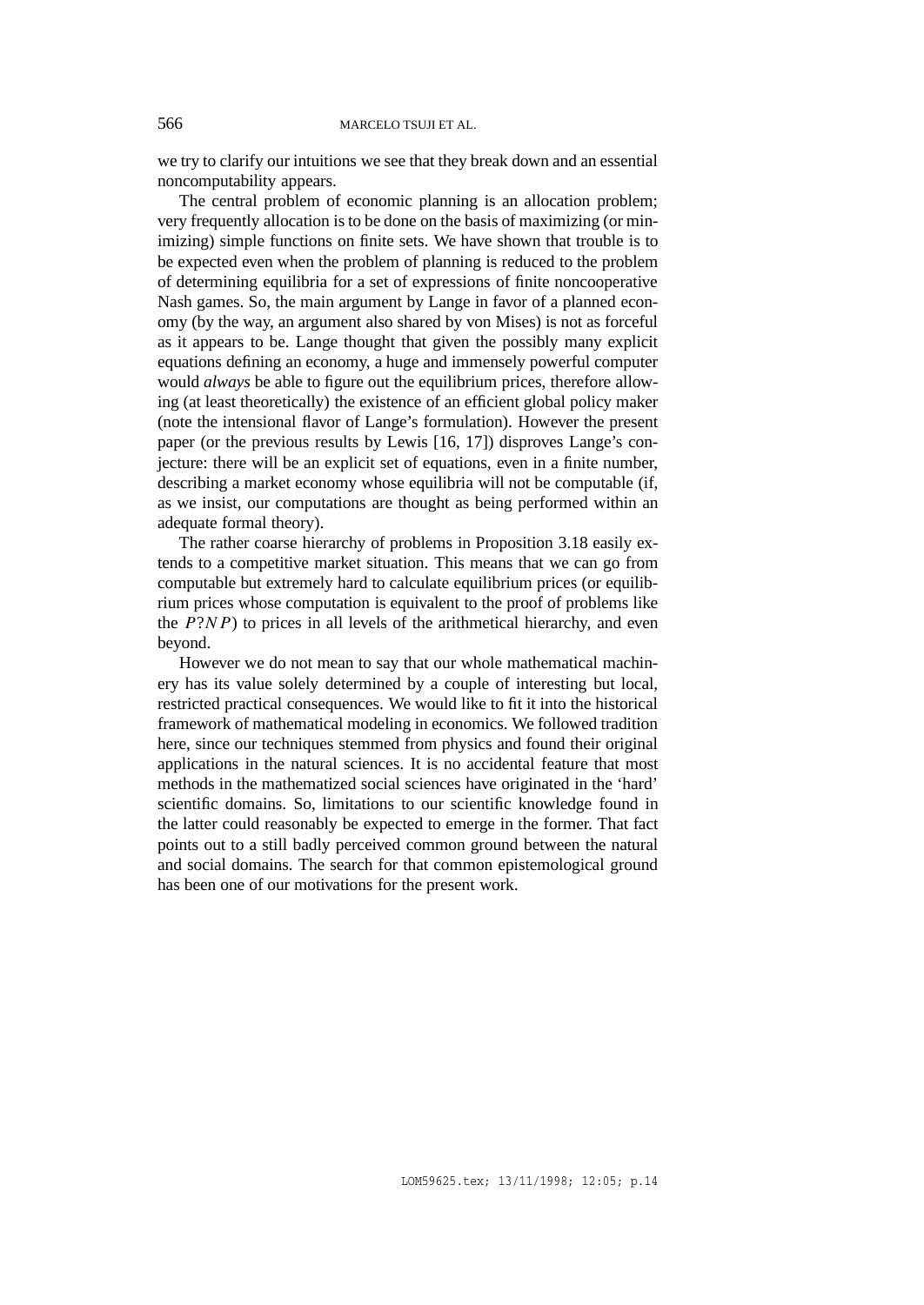we try to clarify our intuitions we see that they break down and an essential noncomputability appears.

The central problem of economic planning is an allocation problem; very frequently allocation is to be done on the basis of maximizing (or minimizing) simple functions on finite sets. We have shown that trouble is to be expected even when the problem of planning is reduced to the problem of determining equilibria for a set of expressions of finite noncooperative Nash games. So, the main argument by Lange in favor of a planned economy (by the way, an argument also shared by von Mises) is not as forceful as it appears to be. Lange thought that given the possibly many explicit equations defining an economy, a huge and immensely powerful computer would *always* be able to figure out the equilibrium prices, therefore allowing (at least theoretically) the existence of an efficient global policy maker (note the intensional flavor of Lange's formulation). However the present paper (or the previous results by Lewis [16, 17]) disproves Lange's conjecture: there will be an explicit set of equations, even in a finite number, describing a market economy whose equilibria will not be computable (if, as we insist, our computations are thought as being performed within an adequate formal theory).

The rather coarse hierarchy of problems in Proposition 3.18 easily extends to a competitive market situation. This means that we can go from computable but extremely hard to calculate equilibrium prices (or equilibrium prices whose computation is equivalent to the proof of problems like the $P?NP$) to prices in all levels of the arithmetical hierarchy, and even beyond.

However we do not mean to say that our whole mathematical machinery has its value solely determined by a couple of interesting but local, restricted practical consequences. We would like to fit it into the historical framework of mathematical modeling in economics. We followed tradition here, since our techniques stemmed from physics and found their original applications in the natural sciences. It is no accidental feature that most methods in the mathematized social sciences have originated in the 'hard' scientific domains. So, limitations to our scientific knowledge found in the latter could reasonably be expected to emerge in the former. That fact points out to a still badly perceived common ground between the natural and social domains. The search for that common epistemological ground has been one of our motivations for the present work.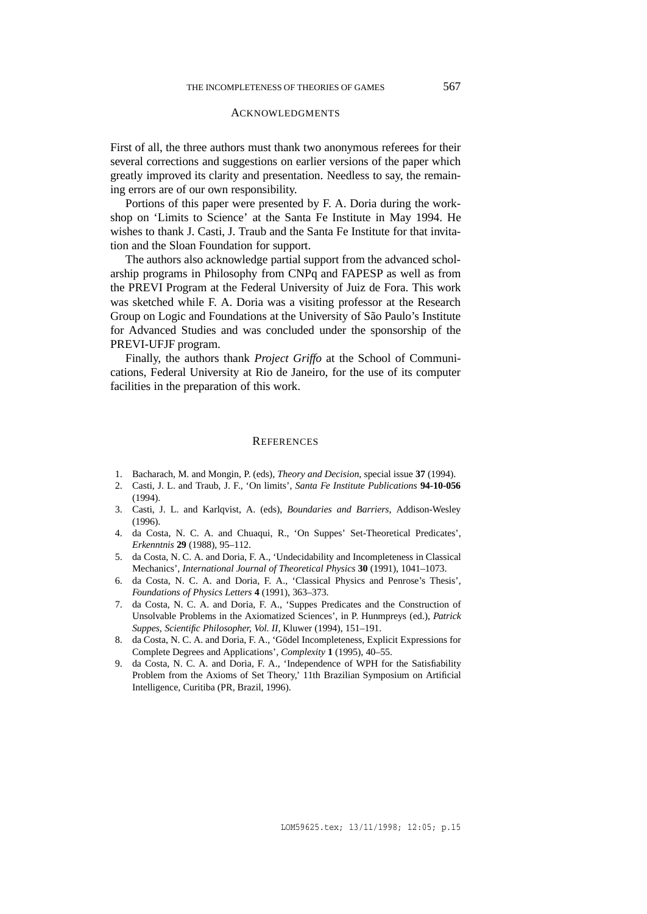## Acknowledgments

First of all, the three authors must thank two anonymous referees for their several corrections and suggestions on earlier versions of the paper which greatly improved its clarity and presentation. Needless to say, the remaining errors are of our own responsibility.

Portions of this paper were presented by F. A. Doria during the workshop on 'Limits to Science' at the Santa Fe Institute in May 1994. He wishes to thank J. Casti, J. Traub and the Santa Fe Institute for that invitation and the Sloan Foundation for support.

The authors also acknowledge partial support from the advanced scholarship programs in Philosophy from CNPq and FAPESP as well as from the PREVI Program at the Federal University of Juiz de Fora. This work was sketched while F. A. Doria was a visiting professor at the Research Group on Logic and Foundations at the University of São Paulo's Institute for Advanced Studies and was concluded under the sponsorship of the PREVI-UFJF program.

Finally, the authors thank *Project Griffo* at the School of Communications, Federal University at Rio de Janeiro, for the use of its computer facilities in the preparation of this work.

## References

1. Bacharach, M. and Mongin, P. (eds), *Theory and Decision*, special issue **37** (1994).
2. Casti, J. L. and Traub, J. F., 'On limits', *Santa Fe Institute Publications* **94-10-056** (1994).
3. Casti, J. L. and Karlqvist, A. (eds), *Boundaries and Barriers*, Addison-Wesley (1996).
4. da Costa, N. C. A. and Chuaqui, R., 'On Suppes' Set-Theoretical Predicates', *Erkenntnis* **29** (1988), 95–112.
5. da Costa, N. C. A. and Doria, F. A., 'Undecidability and Incompleteness in Classical Mechanics', *International Journal of Theoretical Physics* **30** (1991), 1041–1073.
6. da Costa, N. C. A. and Doria, F. A., 'Classical Physics and Penrose's Thesis', *Foundations of Physics Letters* **4** (1991), 363–373.
7. da Costa, N. C. A. and Doria, F. A., 'Suppes Predicates and the Construction of Unsolvable Problems in the Axiomatized Sciences', in P. Hunmpreys (ed.), *Patrick Suppes, Scientific Philosopher, Vol. II*, Kluwer (1994), 151–191.
8. da Costa, N. C. A. and Doria, F. A., 'Gödel Incompleteness, Explicit Expressions for Complete Degrees and Applications', *Complexity* **1** (1995), 40–55.
9. da Costa, N. C. A. and Doria, F. A., 'Independence of WPH for the Satisfiability Problem from the Axioms of Set Theory,' 11th Brazilian Symposium on Artificial Intelligence, Curitiba (PR, Brazil, 1996).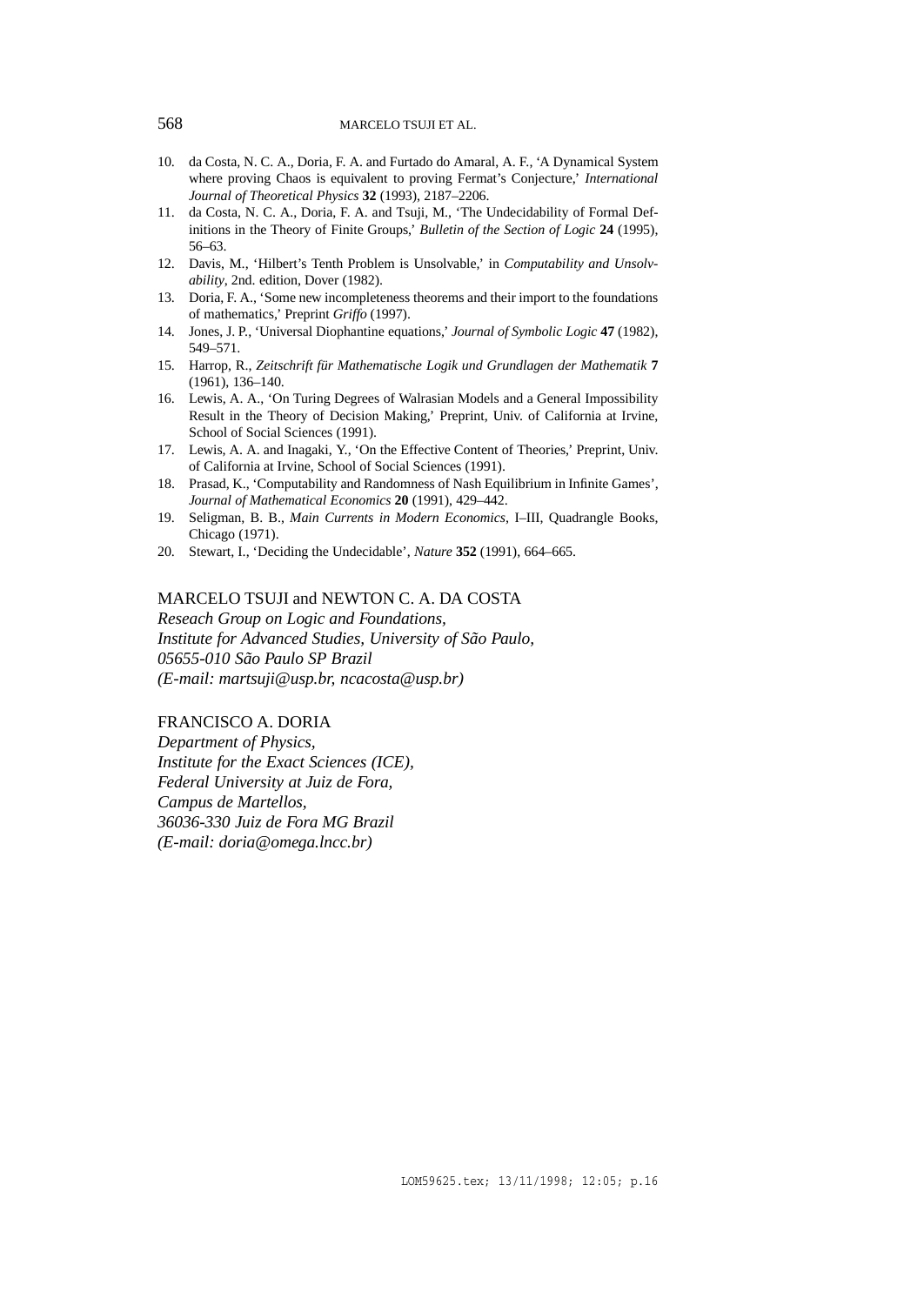10. da Costa, N. C. A., Doria, F. A. and Furtado do Amaral, A. F., 'A Dynamical System where proving Chaos is equivalent to proving Fermat's Conjecture,' *International Journal of Theoretical Physics* **32** (1993), 2187–2206.
11. da Costa, N. C. A., Doria, F. A. and Tsuji, M., 'The Undecidability of Formal Definitions in the Theory of Finite Groups,' *Bulletin of the Section of Logic* **24** (1995), 56–63.
12. Davis, M., 'Hilbert's Tenth Problem is Unsolvable,' in *Computability and Unsolvability*, 2nd. edition, Dover (1982).
13. Doria, F. A., 'Some new incompleteness theorems and their import to the foundations of mathematics,' Preprint *Griffo* (1997).
14. Jones, J. P., 'Universal Diophantine equations,' *Journal of Symbolic Logic* **47** (1982), 549–571.
15. Harrop, R., *Zeitschrift für Mathematische Logik und Grundlagen der Mathematik* **7** (1961), 136–140.
16. Lewis, A. A., 'On Turing Degrees of Walrasian Models and a General Impossibility Result in the Theory of Decision Making,' Preprint, Univ. of California at Irvine, School of Social Sciences (1991).
17. Lewis, A. A. and Inagaki, Y., 'On the Effective Content of Theories,' Preprint, Univ. of California at Irvine, School of Social Sciences (1991).
18. Prasad, K., 'Computability and Randomness of Nash Equilibrium in Infinite Games', *Journal of Mathematical Economics* **20** (1991), 429–442.
19. Seligman, B. B., *Main Currents in Modern Economics*, I–III, Quadrangle Books, Chicago (1971).
20. Stewart, I., 'Deciding the Undecidable', *Nature* **352** (1991), 664–665.

MARCELO TSUJI and NEWTON C. A. DA COSTA
*Reseach Group on Logic and Foundations,*
*Institute for Advanced Studies, University of São Paulo,*
*05655-010 São Paulo SP Brazil*
*(E-mail: martsuji@usp.br, ncacosta@usp.br)*

FRANCISCO A. DORIA
*Department of Physics,*
*Institute for the Exact Sciences (ICE),*
*Federal University at Juiz de Fora,*
*Campus de Martellos,*
*36036-330 Juiz de Fora MG Brazil*
*(E-mail: doria@omega.lncc.br)*